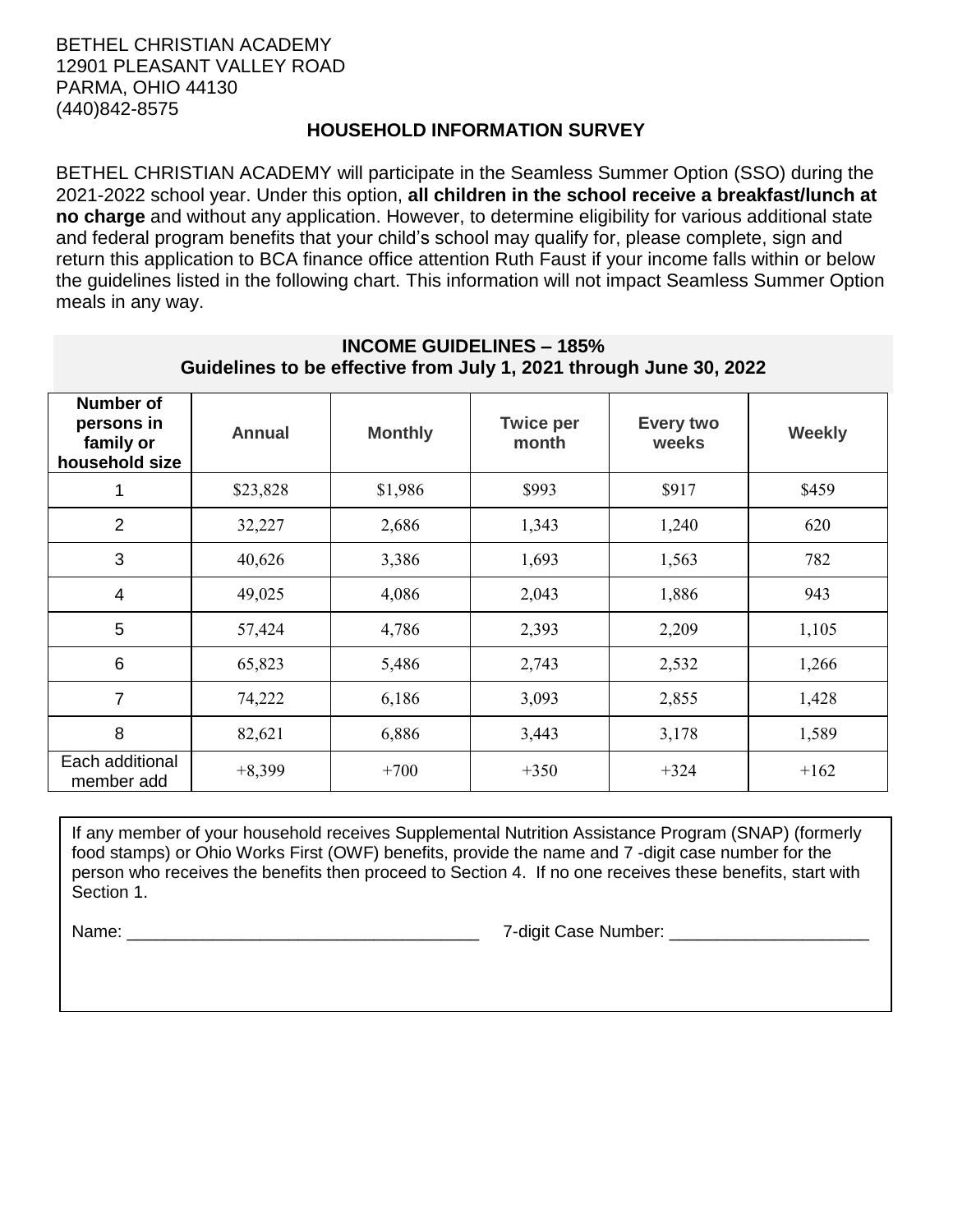BETHEL CHRISTIAN ACADEMY
12901 PLEASANT VALLEY ROAD
PARMA, OHIO 44130
(440)842-8575

## HOUSEHOLD INFORMATION SURVEY

BETHEL CHRISTIAN ACADEMY will participate in the Seamless Summer Option (SSO) during the 2021-2022 school year. Under this option, **all children in the school receive a breakfast/lunch at no charge** and without any application. However, to determine eligibility for various additional state and federal program benefits that your child's school may qualify for, please complete, sign and return this application to BCA finance office attention Ruth Faust if your income falls within or below the guidelines listed in the following chart. This information will not impact Seamless Summer Option meals in any way.

**INCOME GUIDELINES – 185%**
**Guidelines to be effective from July 1, 2021 through June 30, 2022**

| Number of persons in family or household size | Annual | Monthly | Twice per month | Every two weeks | Weekly |
|---|---|---|---|---|---|
| 1 | $23,828 | $1,986 | $993 | $917 | $459 |
| 2 | 32,227 | 2,686 | 1,343 | 1,240 | 620 |
| 3 | 40,626 | 3,386 | 1,693 | 1,563 | 782 |
| 4 | 49,025 | 4,086 | 2,043 | 1,886 | 943 |
| 5 | 57,424 | 4,786 | 2,393 | 2,209 | 1,105 |
| 6 | 65,823 | 5,486 | 2,743 | 2,532 | 1,266 |
| 7 | 74,222 | 6,186 | 3,093 | 2,855 | 1,428 |
| 8 | 82,621 | 6,886 | 3,443 | 3,178 | 1,589 |
| Each additional member add | +8,399 | +700 | +350 | +324 | +162 |

If any member of your household receives Supplemental Nutrition Assistance Program (SNAP) (formerly food stamps) or Ohio Works First (OWF) benefits, provide the name and 7 -digit case number for the person who receives the benefits then proceed to Section 4. If no one receives these benefits, start with Section 1.

Name: ______________________________________ 7-digit Case Number: _____________________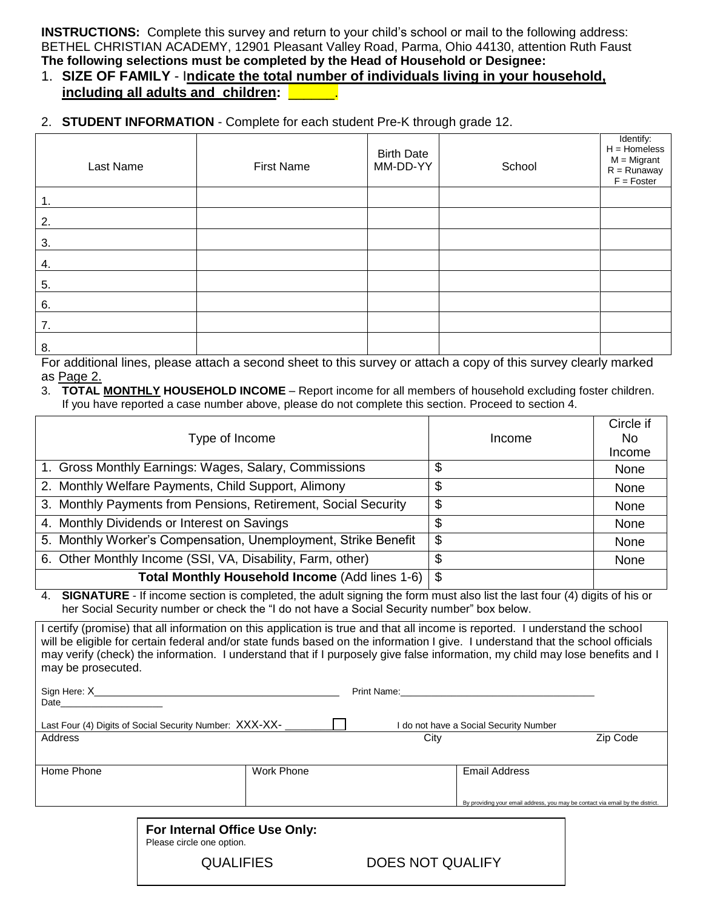**INSTRUCTIONS:** Complete this survey and return to your child's school or mail to the following address: BETHEL CHRISTIAN ACADEMY, 12901 Pleasant Valley Road, Parma, Ohio 44130, attention Ruth Faust

**The following selections must be completed by the Head of Household or Designee:**

1. **SIZE OF FAMILY** - **Indicate the total number of individuals living in your household, including all adults and children:** ______.

2. **STUDENT INFORMATION** - Complete for each student Pre-K through grade 12.

| Last Name | First Name | Birth Date MM-DD-YY | School | Identify: H = Homeless M = Migrant R = Runaway F = Foster |
|---|---|---|---|---|
| 1. | | | | |
| 2. | | | | |
| 3. | | | | |
| 4. | | | | |
| 5. | | | | |
| 6. | | | | |
| 7. | | | | |
| 8. | | | | |

For additional lines, please attach a second sheet to this survey or attach a copy of this survey clearly marked as Page 2.

3. **TOTAL MONTHLY HOUSEHOLD INCOME** – Report income for all members of household excluding foster children. If you have reported a case number above, please do not complete this section. Proceed to section 4.

| Type of Income | Income | Circle if No Income |
|---|---|---|
| 1. Gross Monthly Earnings: Wages, Salary, Commissions | $ | None |
| 2. Monthly Welfare Payments, Child Support, Alimony | $ | None |
| 3. Monthly Payments from Pensions, Retirement, Social Security | $ | None |
| 4. Monthly Dividends or Interest on Savings | $ | None |
| 5. Monthly Worker's Compensation, Unemployment, Strike Benefit | $ | None |
| 6. Other Monthly Income (SSI, VA, Disability, Farm, other) | $ | None |
| **Total Monthly Household Income** (Add lines 1-6) | $ | |

4. **SIGNATURE** - If income section is completed, the adult signing the form must also list the last four (4) digits of his or her Social Security number or check the "I do not have a Social Security number" box below.

I certify (promise) that all information on this application is true and that all income is reported. I understand the school will be eligible for certain federal and/or state funds based on the information I give. I understand that the school officials may verify (check) the information. I understand that if I purposely give false information, my child may lose benefits and I may be prosecuted.

Sign Here: X______________________________ Print Name:______________________________

Date__________________

Last Four (4) Digits of Social Security Number: XXX-XX- ________ ☐ I do not have a Social Security Number

| Address | | City | Zip Code |
|---|---|---|---|
| Home Phone | Work Phone | Email Address By providing your email address, you may be contact via email by the district. | |

**For Internal Office Use Only:**
Please circle one option.

QUALIFIES DOES NOT QUALIFY